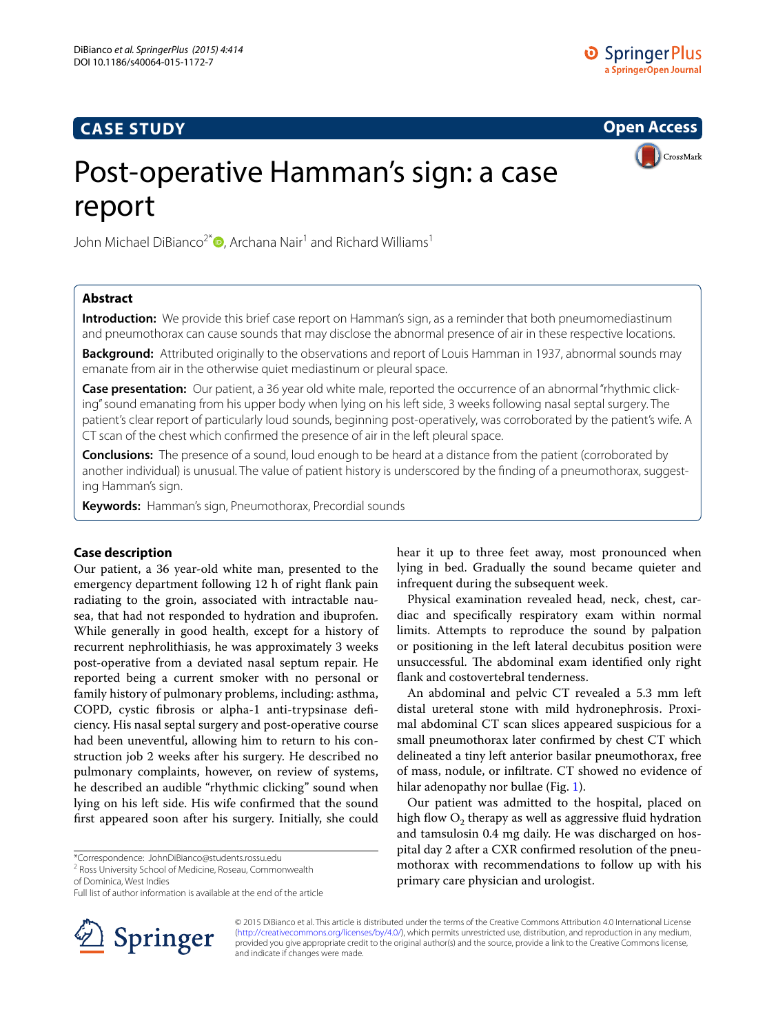CASE STUDY

Open Access

# Post-operative Hamman's sign: a case report

John Michael DiBianco[2*], Archana Nair[1] and Richard Williams[1]

## Abstract

**Introduction:** We provide this brief case report on Hamman's sign, as a reminder that both pneumomediastinum and pneumothorax can cause sounds that may disclose the abnormal presence of air in these respective locations.

**Background:** Attributed originally to the observations and report of Louis Hamman in 1937, abnormal sounds may emanate from air in the otherwise quiet mediastinum or pleural space.

**Case presentation:** Our patient, a 36 year old white male, reported the occurrence of an abnormal "rhythmic clicking" sound emanating from his upper body when lying on his left side, 3 weeks following nasal septal surgery. The patient's clear report of particularly loud sounds, beginning post-operatively, was corroborated by the patient's wife. A CT scan of the chest which confirmed the presence of air in the left pleural space.

**Conclusions:** The presence of a sound, loud enough to be heard at a distance from the patient (corroborated by another individual) is unusual. The value of patient history is underscored by the finding of a pneumothorax, suggesting Hamman's sign.

**Keywords:** Hamman's sign, Pneumothorax, Precordial sounds

## Case description

Our patient, a 36 year-old white man, presented to the emergency department following 12 h of right flank pain radiating to the groin, associated with intractable nausea, that had not responded to hydration and ibuprofen. While generally in good health, except for a history of recurrent nephrolithiasis, he was approximately 3 weeks post-operative from a deviated nasal septum repair. He reported being a current smoker with no personal or family history of pulmonary problems, including: asthma, COPD, cystic fibrosis or alpha-1 anti-trypsinase deficiency. His nasal septal surgery and post-operative course had been uneventful, allowing him to return to his construction job 2 weeks after his surgery. He described no pulmonary complaints, however, on review of systems, he described an audible "rhythmic clicking" sound when lying on his left side. His wife confirmed that the sound first appeared soon after his surgery. Initially, she could hear it up to three feet away, most pronounced when lying in bed. Gradually the sound became quieter and infrequent during the subsequent week.

Physical examination revealed head, neck, chest, cardiac and specifically respiratory exam within normal limits. Attempts to reproduce the sound by palpation or positioning in the left lateral decubitus position were unsuccessful. The abdominal exam identified only right flank and costovertebral tenderness.

An abdominal and pelvic CT revealed a 5.3 mm left distal ureteral stone with mild hydronephrosis. Proximal abdominal CT scan slices appeared suspicious for a small pneumothorax later confirmed by chest CT which delineated a tiny left anterior basilar pneumothorax, free of mass, nodule, or infiltrate. CT showed no evidence of hilar adenopathy nor bullae (Fig. 1).

Our patient was admitted to the hospital, placed on high flow $O_2$ therapy as well as aggressive fluid hydration and tamsulosin 0.4 mg daily. He was discharged on hospital day 2 after a CXR confirmed resolution of the pneumothorax with recommendations to follow up with his primary care physician and urologist.

*Correspondence: JohnDiBianco@students.rossu.edu
[2] Ross University School of Medicine, Roseau, Commonwealth of Dominica, West Indies
Full list of author information is available at the end of the article

© 2015 DiBianco et al. This article is distributed under the terms of the Creative Commons Attribution 4.0 International License (http://creativecommons.org/licenses/by/4.0/), which permits unrestricted use, distribution, and reproduction in any medium, provided you give appropriate credit to the original author(s) and the source, provide a link to the Creative Commons license, and indicate if changes were made.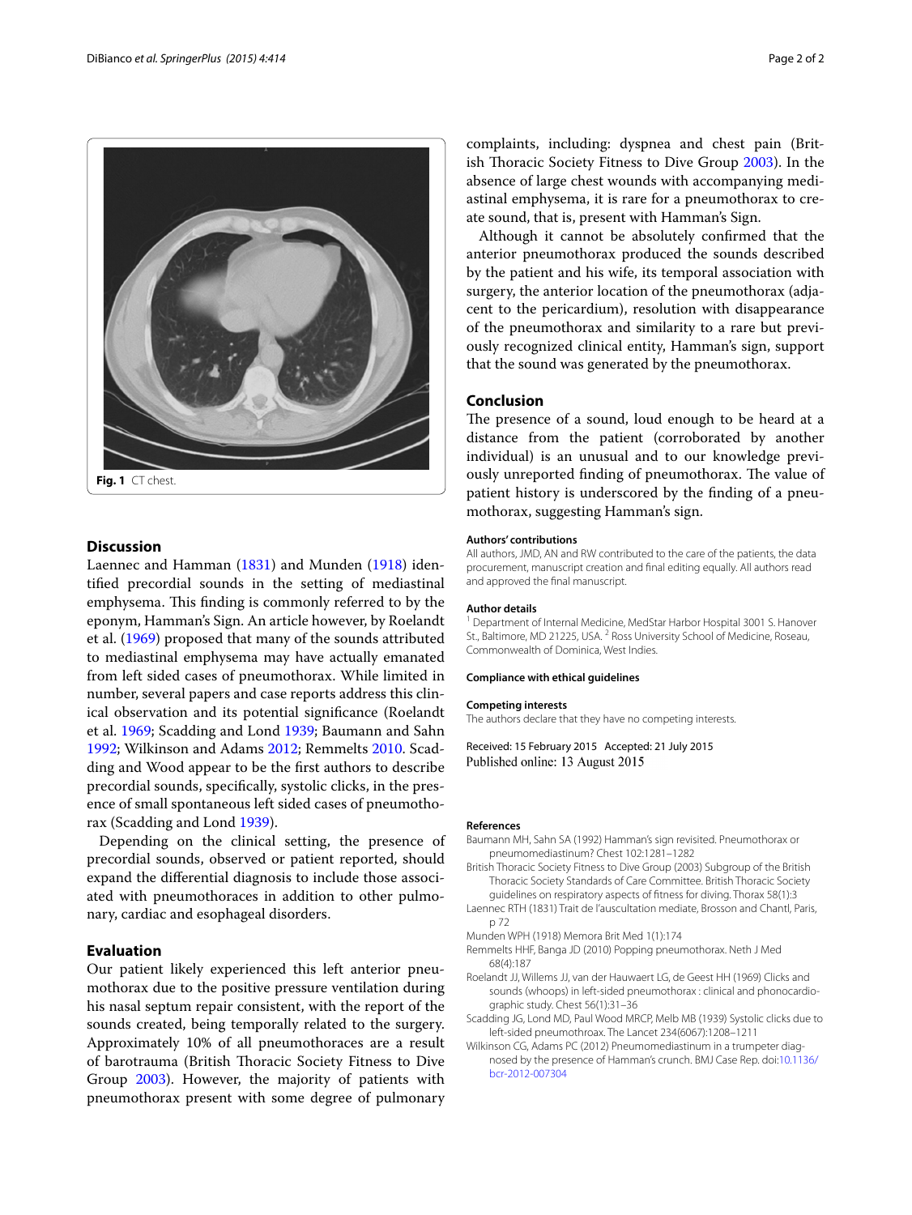Fig. 1 CT chest.

## Discussion

Laennec and Hamman (1831) and Munden (1918) identified precordial sounds in the setting of mediastinal emphysema. This finding is commonly referred to by the eponym, Hamman's Sign. An article however, by Roelandt et al. (1969) proposed that many of the sounds attributed to mediastinal emphysema may have actually emanated from left sided cases of pneumothorax. While limited in number, several papers and case reports address this clinical observation and its potential significance (Roelandt et al. 1969; Scadding and Lond 1939; Baumann and Sahn 1992; Wilkinson and Adams 2012; Remmelts 2010. Scadding and Wood appear to be the first authors to describe precordial sounds, specifically, systolic clicks, in the presence of small spontaneous left sided cases of pneumothorax (Scadding and Lond 1939).

Depending on the clinical setting, the presence of precordial sounds, observed or patient reported, should expand the differential diagnosis to include those associated with pneumothoraces in addition to other pulmonary, cardiac and esophageal disorders.

## Evaluation

Our patient likely experienced this left anterior pneumothorax due to the positive pressure ventilation during his nasal septum repair consistent, with the report of the sounds created, being temporally related to the surgery. Approximately 10% of all pneumothoraces are a result of barotrauma (British Thoracic Society Fitness to Dive Group 2003). However, the majority of patients with pneumothorax present with some degree of pulmonary complaints, including: dyspnea and chest pain (British Thoracic Society Fitness to Dive Group 2003). In the absence of large chest wounds with accompanying mediastinal emphysema, it is rare for a pneumothorax to create sound, that is, present with Hamman's Sign.

Although it cannot be absolutely confirmed that the anterior pneumothorax produced the sounds described by the patient and his wife, its temporal association with surgery, the anterior location of the pneumothorax (adjacent to the pericardium), resolution with disappearance of the pneumothorax and similarity to a rare but previously recognized clinical entity, Hamman's sign, support that the sound was generated by the pneumothorax.

## Conclusion

The presence of a sound, loud enough to be heard at a distance from the patient (corroborated by another individual) is an unusual and to our knowledge previously unreported finding of pneumothorax. The value of patient history is underscored by the finding of a pneumothorax, suggesting Hamman's sign.

#### Authors' contributions

All authors, JMD, AN and RW contributed to the care of the patients, the data procurement, manuscript creation and final editing equally. All authors read and approved the final manuscript.

#### Author details

[1] Department of Internal Medicine, MedStar Harbor Hospital 3001 S. Hanover St., Baltimore, MD 21225, USA. [2] Ross University School of Medicine, Roseau, Commonwealth of Dominica, West Indies.

#### Compliance with ethical guidelines

#### Competing interests

The authors declare that they have no competing interests.

Received: 15 February 2015 Accepted: 21 July 2015
Published online: 13 August 2015

#### References

Baumann MH, Sahn SA (1992) Hamman's sign revisited. Pneumothorax or pneumomediastinum? Chest 102:1281–1282

British Thoracic Society Fitness to Dive Group (2003) Subgroup of the British Thoracic Society Standards of Care Committee. British Thoracic Society guidelines on respiratory aspects of fitness for diving. Thorax 58(1):3

Laennec RTH (1831) Trait de l'auscultation mediate, Brosson and Chantl, Paris, p 72

Munden WPH (1918) Memora Brit Med 1(1):174

Remmelts HHF, Banga JD (2010) Popping pneumothorax. Neth J Med 68(4):187

Roelandt JJ, Willems JJ, van der Hauwaert LG, de Geest HH (1969) Clicks and sounds (whoops) in left-sided pneumothorax : clinical and phonocardiographic study. Chest 56(1):31–36

Scadding JG, Lond MD, Paul Wood MRCP, Melb MB (1939) Systolic clicks due to left-sided pneumothroax. The Lancet 234(6067):1208–1211

Wilkinson CG, Adams PC (2012) Pneumomediastinum in a trumpeter diagnosed by the presence of Hamman's crunch. BMJ Case Rep. doi:10.1136/bcr-2012-007304